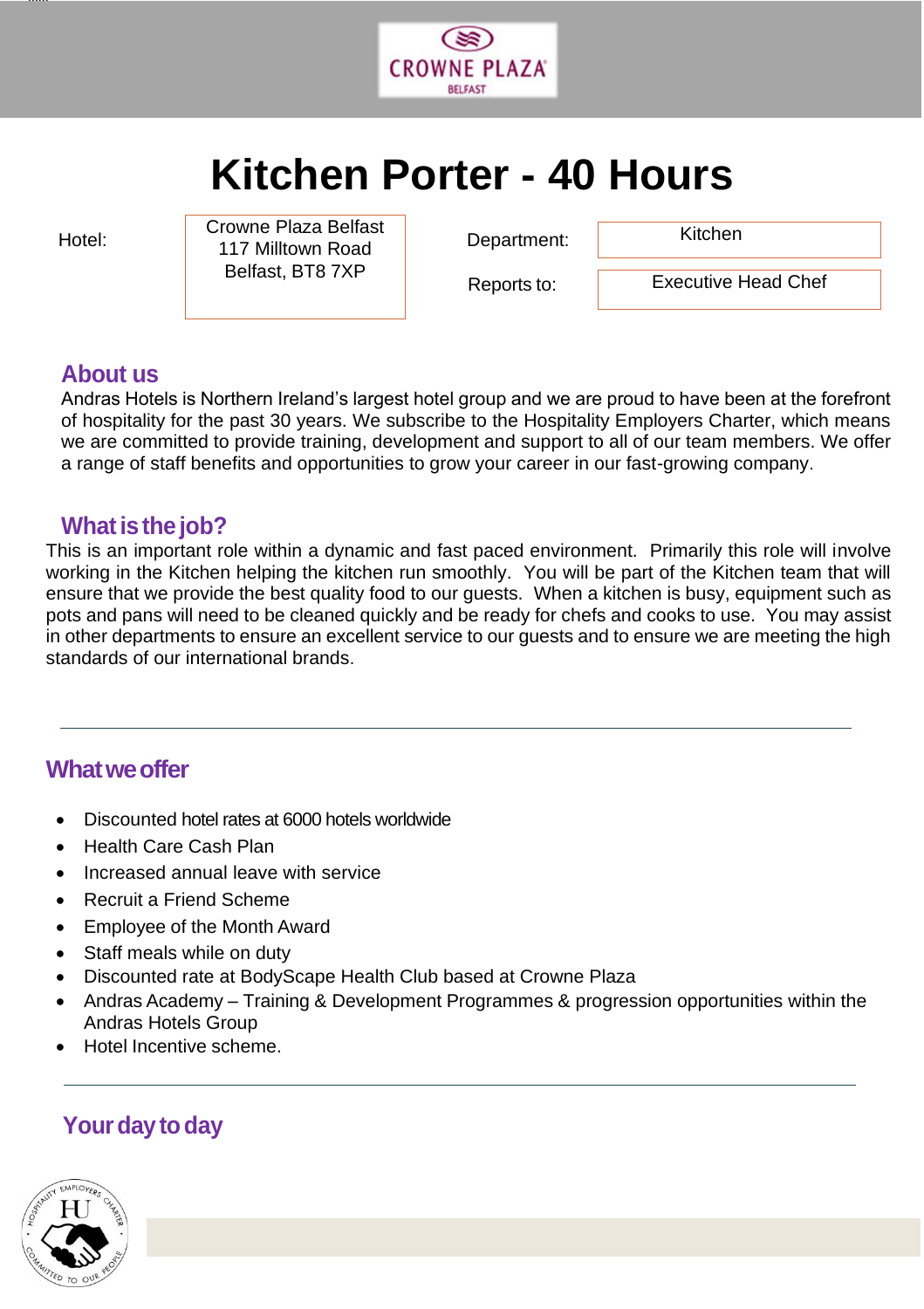# Kitchen Porter - 40 Hours

| Hotel: | Crowne Plaza Belfast<br>117 Milltown Road<br>Belfast, BT8 7XP | Department: | Kitchen |
|---|---|---|---|
| | | Reports to: | Executive Head Chef |

## About us

Andras Hotels is Northern Ireland's largest hotel group and we are proud to have been at the forefront of hospitality for the past 30 years. We subscribe to the Hospitality Employers Charter, which means we are committed to provide training, development and support to all of our team members. We offer a range of staff benefits and opportunities to grow your career in our fast-growing company.

## What is the job?

This is an important role within a dynamic and fast paced environment. Primarily this role will involve working in the Kitchen helping the kitchen run smoothly. You will be part of the Kitchen team that will ensure that we provide the best quality food to our guests. When a kitchen is busy, equipment such as pots and pans will need to be cleaned quickly and be ready for chefs and cooks to use. You may assist in other departments to ensure an excellent service to our guests and to ensure we are meeting the high standards of our international brands.

---

## What we offer

- Discounted hotel rates at 6000 hotels worldwide
- Health Care Cash Plan
- Increased annual leave with service
- Recruit a Friend Scheme
- Employee of the Month Award
- Staff meals while on duty
- Discounted rate at BodyScape Health Club based at Crowne Plaza
- Andras Academy – Training & Development Programmes & progression opportunities within the Andras Hotels Group
- Hotel Incentive scheme.

---

## Your day to day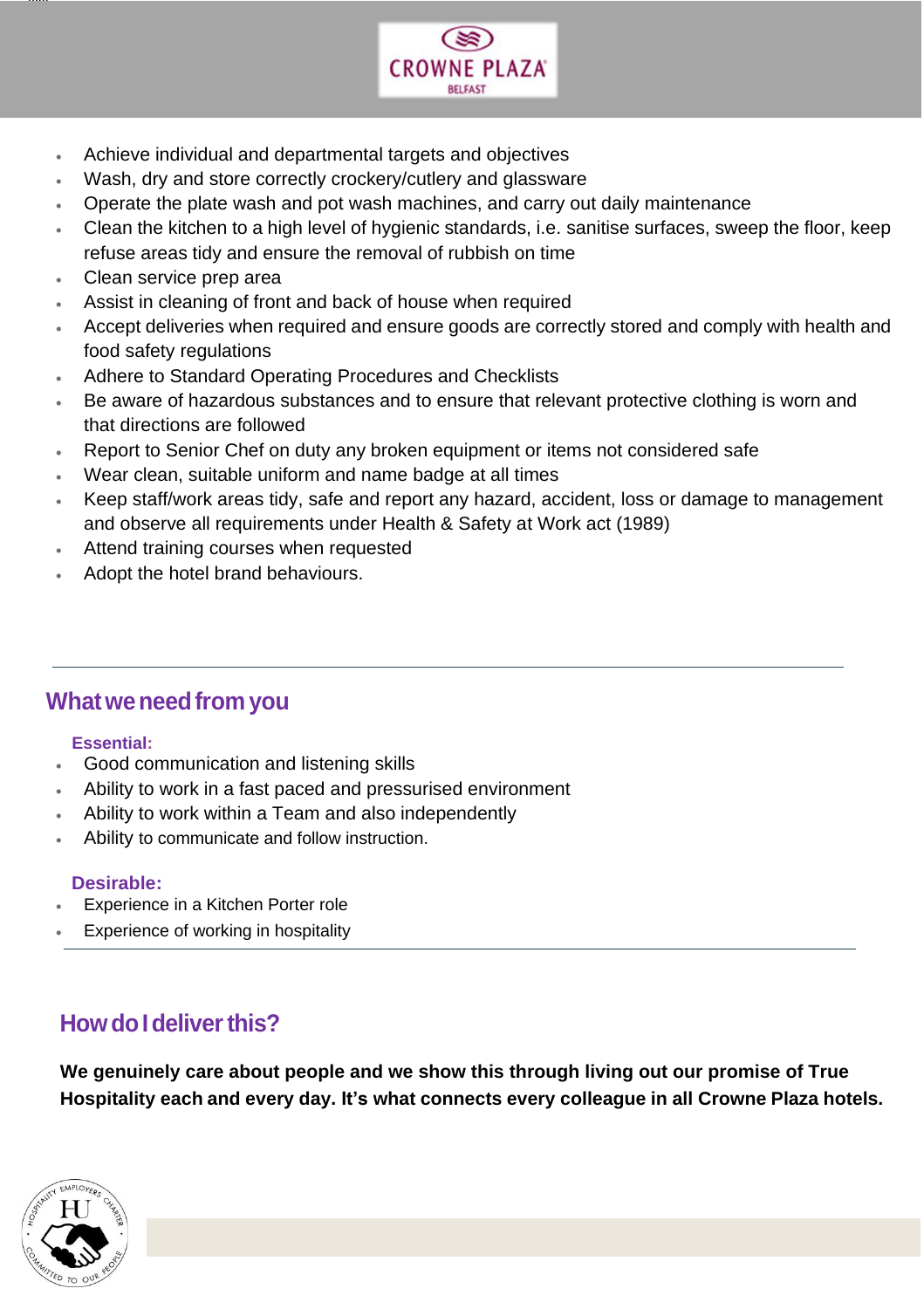- Achieve individual and departmental targets and objectives
- Wash, dry and store correctly crockery/cutlery and glassware
- Operate the plate wash and pot wash machines, and carry out daily maintenance
- Clean the kitchen to a high level of hygienic standards, i.e. sanitise surfaces, sweep the floor, keep refuse areas tidy and ensure the removal of rubbish on time
- Clean service prep area
- Assist in cleaning of front and back of house when required
- Accept deliveries when required and ensure goods are correctly stored and comply with health and food safety regulations
- Adhere to Standard Operating Procedures and Checklists
- Be aware of hazardous substances and to ensure that relevant protective clothing is worn and that directions are followed
- Report to Senior Chef on duty any broken equipment or items not considered safe
- Wear clean, suitable uniform and name badge at all times
- Keep staff/work areas tidy, safe and report any hazard, accident, loss or damage to management and observe all requirements under Health & Safety at Work act (1989)
- Attend training courses when requested
- Adopt the hotel brand behaviours.

## What we need from you

**Essential:**

- Good communication and listening skills
- Ability to work in a fast paced and pressurised environment
- Ability to work within a Team and also independently
- Ability to communicate and follow instruction.

**Desirable:**

- Experience in a Kitchen Porter role
- Experience of working in hospitality

## How do I deliver this?

**We genuinely care about people and we show this through living out our promise of True Hospitality each and every day. It's what connects every colleague in all Crowne Plaza hotels.**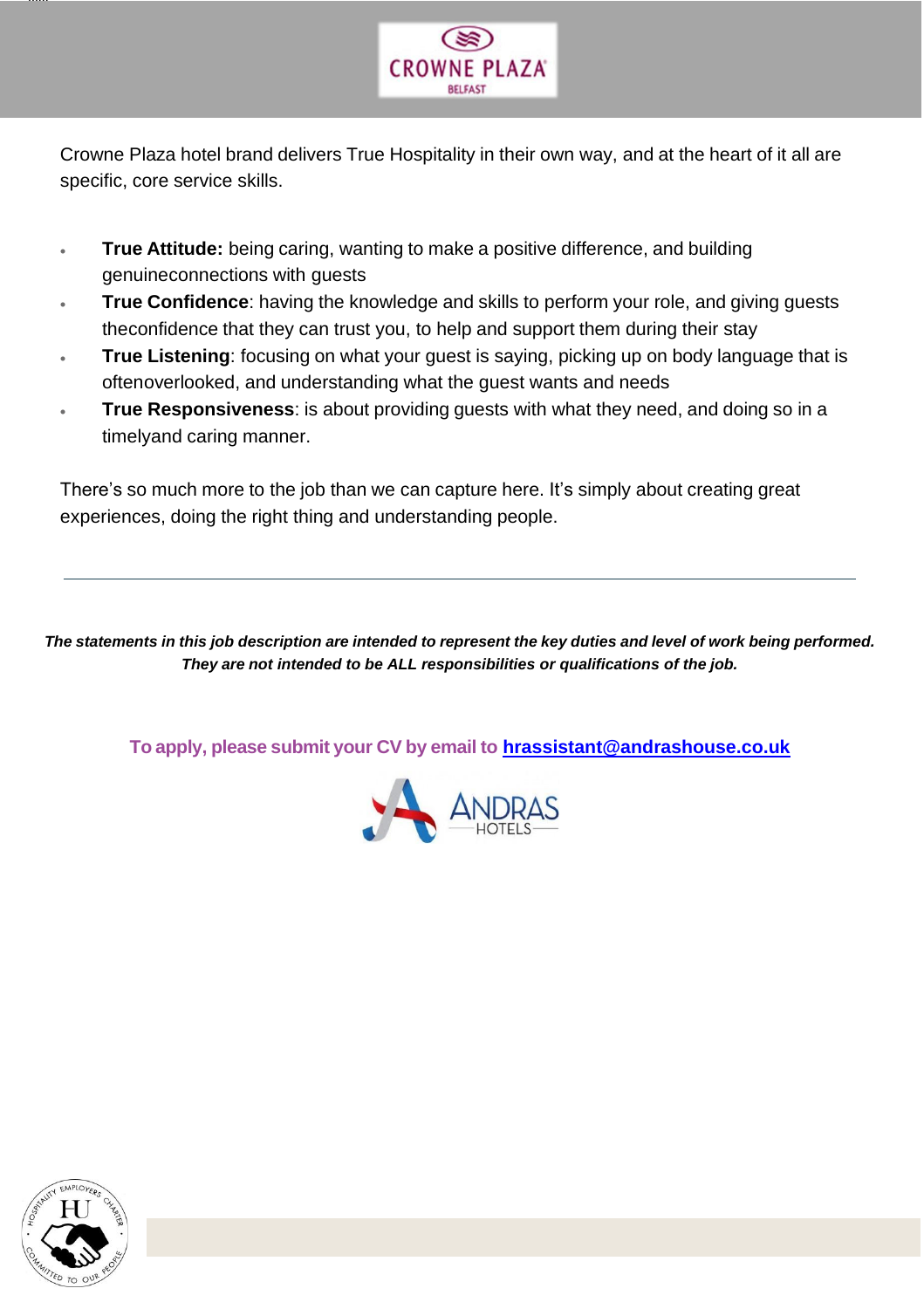Crowne Plaza hotel brand delivers True Hospitality in their own way, and at the heart of it all are specific, core service skills.

- **True Attitude:** being caring, wanting to make a positive difference, and building genuineconnections with guests
- **True Confidence**: having the knowledge and skills to perform your role, and giving guests theconfidence that they can trust you, to help and support them during their stay
- **True Listening**: focusing on what your guest is saying, picking up on body language that is oftenoverlooked, and understanding what the guest wants and needs
- **True Responsiveness**: is about providing guests with what they need, and doing so in a timelyand caring manner.

There's so much more to the job than we can capture here. It's simply about creating great experiences, doing the right thing and understanding people.

---

***The statements in this job description are intended to represent the key duties and level of work being performed. They are not intended to be ALL responsibilities or qualifications of the job.***

**To apply, please submit your CV by email to hrassistant@andrashouse.co.uk**